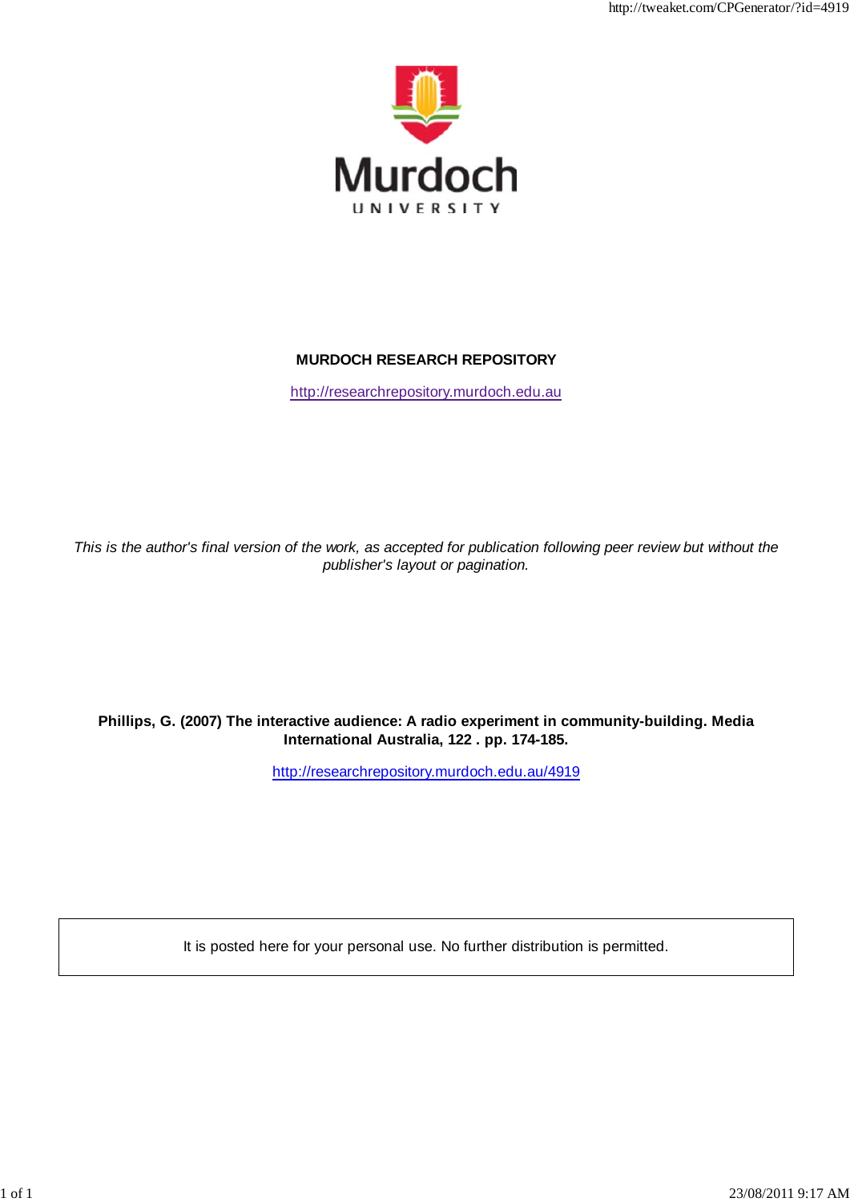Murdoch

UNIVERSITY

**MURDOCH RESEARCH REPOSITORY**

http://researchrepository.murdoch.edu.au

*This is the author's final version of the work, as accepted for publication following peer review but without the publisher's layout or pagination.*

**Phillips, G. (2007) The interactive audience: A radio experiment in community-building. Media International Australia, 122 . pp. 174-185.**

http://researchrepository.murdoch.edu.au/4919

It is posted here for your personal use. No further distribution is permitted.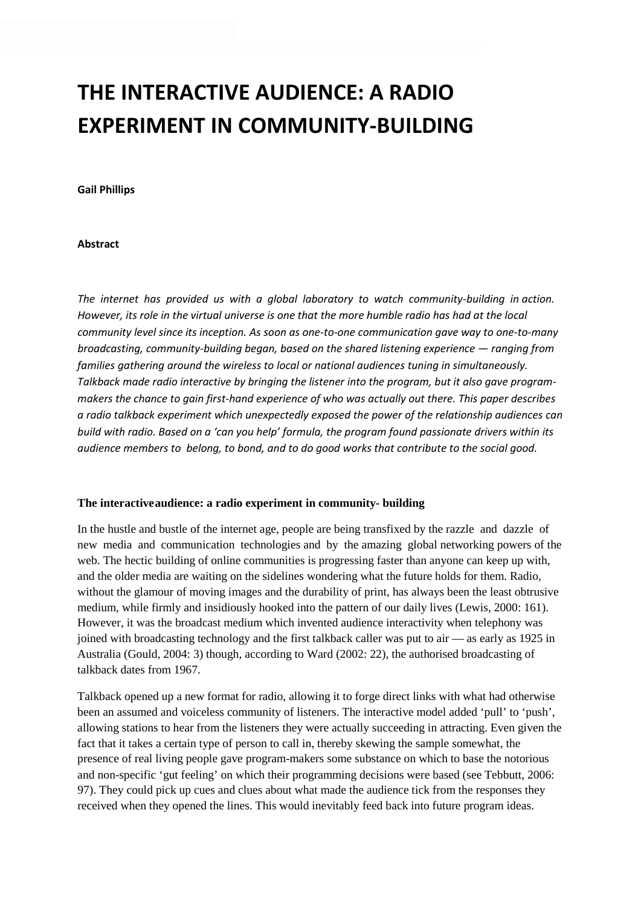# THE INTERACTIVE AUDIENCE: A RADIO EXPERIMENT IN COMMUNITY-BUILDING

**Gail Phillips**

**Abstract**

*The internet has provided us with a global laboratory to watch community-building in action. However, its role in the virtual universe is one that the more humble radio has had at the local community level since its inception. As soon as one-to-one communication gave way to one-to-many broadcasting, community-building began, based on the shared listening experience — ranging from families gathering around the wireless to local or national audiences tuning in simultaneously. Talkback made radio interactive by bringing the listener into the program, but it also gave program-makers the chance to gain first-hand experience of who was actually out there. This paper describes a radio talkback experiment which unexpectedly exposed the power of the relationship audiences can build with radio. Based on a 'can you help' formula, the program found passionate drivers within its audience members to belong, to bond, and to do good works that contribute to the social good.*

## The interactive audience: a radio experiment in community- building

In the hustle and bustle of the internet age, people are being transfixed by the razzle and dazzle of new media and communication technologies and by the amazing global networking powers of the web. The hectic building of online communities is progressing faster than anyone can keep up with, and the older media are waiting on the sidelines wondering what the future holds for them. Radio, without the glamour of moving images and the durability of print, has always been the least obtrusive medium, while firmly and insidiously hooked into the pattern of our daily lives (Lewis, 2000: 161). However, it was the broadcast medium which invented audience interactivity when telephony was joined with broadcasting technology and the first talkback caller was put to air — as early as 1925 in Australia (Gould, 2004: 3) though, according to Ward (2002: 22), the authorised broadcasting of talkback dates from 1967.

Talkback opened up a new format for radio, allowing it to forge direct links with what had otherwise been an assumed and voiceless community of listeners. The interactive model added 'pull' to 'push', allowing stations to hear from the listeners they were actually succeeding in attracting. Even given the fact that it takes a certain type of person to call in, thereby skewing the sample somewhat, the presence of real living people gave program-makers some substance on which to base the notorious and non-specific 'gut feeling' on which their programming decisions were based (see Tebbutt, 2006: 97). They could pick up cues and clues about what made the audience tick from the responses they received when they opened the lines. This would inevitably feed back into future program ideas.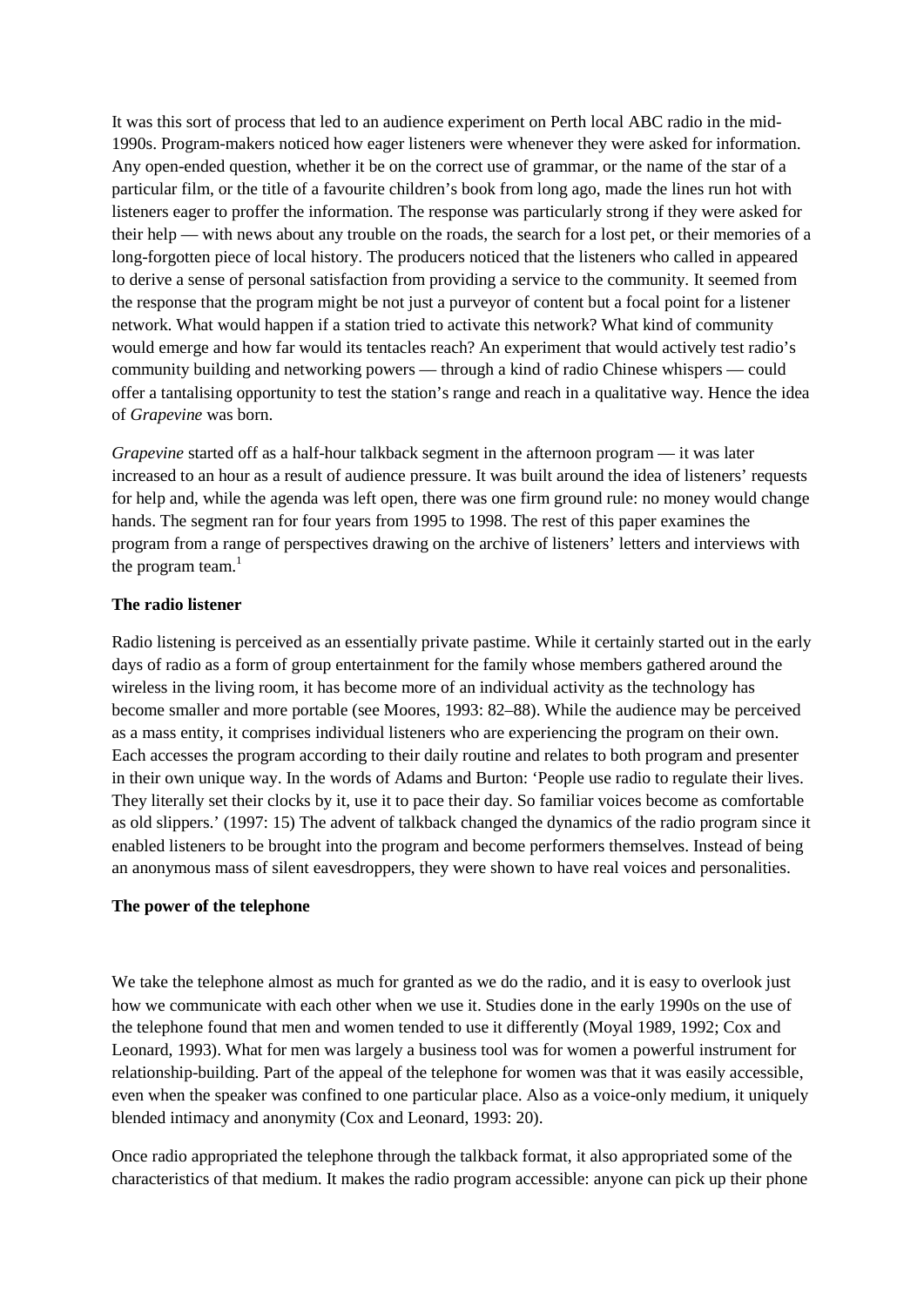It was this sort of process that led to an audience experiment on Perth local ABC radio in the mid-1990s. Program-makers noticed how eager listeners were whenever they were asked for information. Any open-ended question, whether it be on the correct use of grammar, or the name of the star of a particular film, or the title of a favourite children's book from long ago, made the lines run hot with listeners eager to proffer the information. The response was particularly strong if they were asked for their help — with news about any trouble on the roads, the search for a lost pet, or their memories of a long-forgotten piece of local history. The producers noticed that the listeners who called in appeared to derive a sense of personal satisfaction from providing a service to the community. It seemed from the response that the program might be not just a purveyor of content but a focal point for a listener network. What would happen if a station tried to activate this network? What kind of community would emerge and how far would its tentacles reach? An experiment that would actively test radio's community building and networking powers — through a kind of radio Chinese whispers — could offer a tantalising opportunity to test the station's range and reach in a qualitative way. Hence the idea of *Grapevine* was born.

*Grapevine* started off as a half-hour talkback segment in the afternoon program — it was later increased to an hour as a result of audience pressure. It was built around the idea of listeners' requests for help and, while the agenda was left open, there was one firm ground rule: no money would change hands. The segment ran for four years from 1995 to 1998. The rest of this paper examines the program from a range of perspectives drawing on the archive of listeners' letters and interviews with the program team.[1]

**The radio listener**

Radio listening is perceived as an essentially private pastime. While it certainly started out in the early days of radio as a form of group entertainment for the family whose members gathered around the wireless in the living room, it has become more of an individual activity as the technology has become smaller and more portable (see Moores, 1993: 82–88). While the audience may be perceived as a mass entity, it comprises individual listeners who are experiencing the program on their own. Each accesses the program according to their daily routine and relates to both program and presenter in their own unique way. In the words of Adams and Burton: 'People use radio to regulate their lives. They literally set their clocks by it, use it to pace their day. So familiar voices become as comfortable as old slippers.' (1997: 15) The advent of talkback changed the dynamics of the radio program since it enabled listeners to be brought into the program and become performers themselves. Instead of being an anonymous mass of silent eavesdroppers, they were shown to have real voices and personalities.

**The power of the telephone**

We take the telephone almost as much for granted as we do the radio, and it is easy to overlook just how we communicate with each other when we use it. Studies done in the early 1990s on the use of the telephone found that men and women tended to use it differently (Moyal 1989, 1992; Cox and Leonard, 1993). What for men was largely a business tool was for women a powerful instrument for relationship-building. Part of the appeal of the telephone for women was that it was easily accessible, even when the speaker was confined to one particular place. Also as a voice-only medium, it uniquely blended intimacy and anonymity (Cox and Leonard, 1993: 20).

Once radio appropriated the telephone through the talkback format, it also appropriated some of the characteristics of that medium. It makes the radio program accessible: anyone can pick up their phone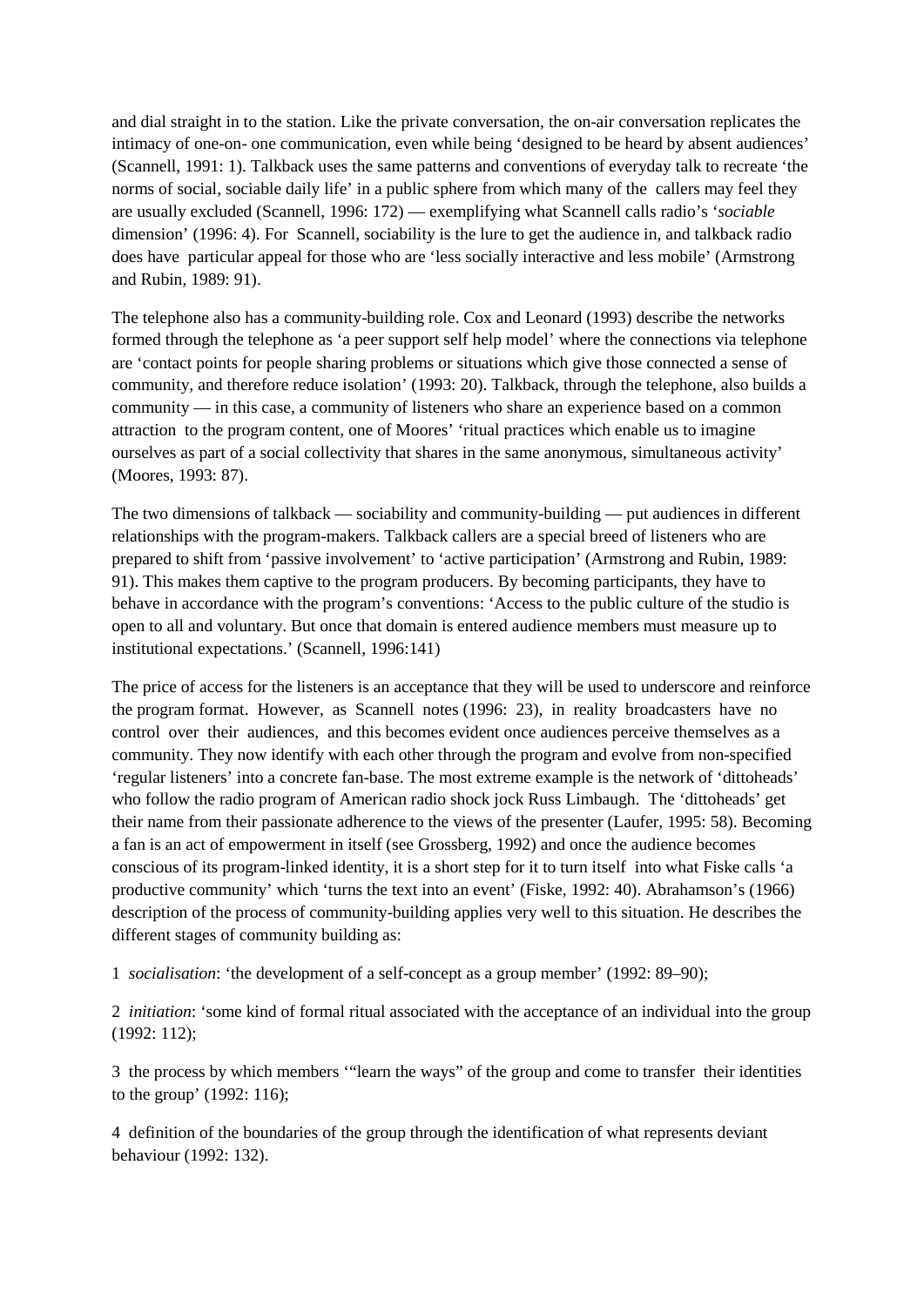and dial straight in to the station. Like the private conversation, the on-air conversation replicates the intimacy of one-on- one communication, even while being 'designed to be heard by absent audiences' (Scannell, 1991: 1). Talkback uses the same patterns and conventions of everyday talk to recreate 'the norms of social, sociable daily life' in a public sphere from which many of the callers may feel they are usually excluded (Scannell, 1996: 172) — exemplifying what Scannell calls radio's '*sociable* dimension' (1996: 4). For Scannell, sociability is the lure to get the audience in, and talkback radio does have particular appeal for those who are 'less socially interactive and less mobile' (Armstrong and Rubin, 1989: 91).

The telephone also has a community-building role. Cox and Leonard (1993) describe the networks formed through the telephone as 'a peer support self help model' where the connections via telephone are 'contact points for people sharing problems or situations which give those connected a sense of community, and therefore reduce isolation' (1993: 20). Talkback, through the telephone, also builds a community — in this case, a community of listeners who share an experience based on a common attraction to the program content, one of Moores' 'ritual practices which enable us to imagine ourselves as part of a social collectivity that shares in the same anonymous, simultaneous activity' (Moores, 1993: 87).

The two dimensions of talkback — sociability and community-building — put audiences in different relationships with the program-makers. Talkback callers are a special breed of listeners who are prepared to shift from 'passive involvement' to 'active participation' (Armstrong and Rubin, 1989: 91). This makes them captive to the program producers. By becoming participants, they have to behave in accordance with the program's conventions: 'Access to the public culture of the studio is open to all and voluntary. But once that domain is entered audience members must measure up to institutional expectations.' (Scannell, 1996:141)

The price of access for the listeners is an acceptance that they will be used to underscore and reinforce the program format. However, as Scannell notes (1996: 23), in reality broadcasters have no control over their audiences, and this becomes evident once audiences perceive themselves as a community. They now identify with each other through the program and evolve from non-specified 'regular listeners' into a concrete fan-base. The most extreme example is the network of 'dittoheads' who follow the radio program of American radio shock jock Russ Limbaugh. The 'dittoheads' get their name from their passionate adherence to the views of the presenter (Laufer, 1995: 58). Becoming a fan is an act of empowerment in itself (see Grossberg, 1992) and once the audience becomes conscious of its program-linked identity, it is a short step for it to turn itself into what Fiske calls 'a productive community' which 'turns the text into an event' (Fiske, 1992: 40). Abrahamson's (1966) description of the process of community-building applies very well to this situation. He describes the different stages of community building as:

1 *socialisation*: 'the development of a self-concept as a group member' (1992: 89–90);

2 *initiation*: 'some kind of formal ritual associated with the acceptance of an individual into the group (1992: 112);

3 the process by which members '"learn the ways" of the group and come to transfer their identities to the group' (1992: 116);

4 definition of the boundaries of the group through the identification of what represents deviant behaviour (1992: 132).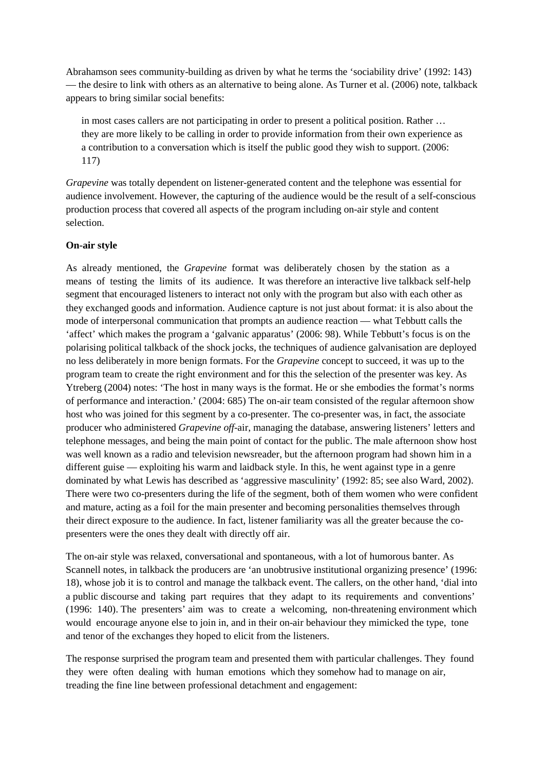Abrahamson sees community-building as driven by what he terms the 'sociability drive' (1992: 143) — the desire to link with others as an alternative to being alone. As Turner et al. (2006) note, talkback appears to bring similar social benefits:

> in most cases callers are not participating in order to present a political position. Rather … they are more likely to be calling in order to provide information from their own experience as a contribution to a conversation which is itself the public good they wish to support. (2006: 117)

*Grapevine* was totally dependent on listener-generated content and the telephone was essential for audience involvement. However, the capturing of the audience would be the result of a self-conscious production process that covered all aspects of the program including on-air style and content selection.

**On-air style**

As already mentioned, the *Grapevine* format was deliberately chosen by the station as a means of testing the limits of its audience. It was therefore an interactive live talkback self-help segment that encouraged listeners to interact not only with the program but also with each other as they exchanged goods and information. Audience capture is not just about format: it is also about the mode of interpersonal communication that prompts an audience reaction — what Tebbutt calls the 'affect' which makes the program a 'galvanic apparatus' (2006: 98). While Tebbutt's focus is on the polarising political talkback of the shock jocks, the techniques of audience galvanisation are deployed no less deliberately in more benign formats. For the *Grapevine* concept to succeed, it was up to the program team to create the right environment and for this the selection of the presenter was key. As Ytreberg (2004) notes: 'The host in many ways is the format. He or she embodies the format's norms of performance and interaction.' (2004: 685) The on-air team consisted of the regular afternoon show host who was joined for this segment by a co-presenter. The co-presenter was, in fact, the associate producer who administered *Grapevine off*-air, managing the database, answering listeners' letters and telephone messages, and being the main point of contact for the public. The male afternoon show host was well known as a radio and television newsreader, but the afternoon program had shown him in a different guise — exploiting his warm and laidback style. In this, he went against type in a genre dominated by what Lewis has described as 'aggressive masculinity' (1992: 85; see also Ward, 2002). There were two co-presenters during the life of the segment, both of them women who were confident and mature, acting as a foil for the main presenter and becoming personalities themselves through their direct exposure to the audience. In fact, listener familiarity was all the greater because the co-presenters were the ones they dealt with directly off air.

The on-air style was relaxed, conversational and spontaneous, with a lot of humorous banter. As Scannell notes, in talkback the producers are 'an unobtrusive institutional organizing presence' (1996: 18), whose job it is to control and manage the talkback event. The callers, on the other hand, 'dial into a public discourse and taking part requires that they adapt to its requirements and conventions' (1996: 140). The presenters' aim was to create a welcoming, non-threatening environment which would encourage anyone else to join in, and in their on-air behaviour they mimicked the type, tone and tenor of the exchanges they hoped to elicit from the listeners.

The response surprised the program team and presented them with particular challenges. They found they were often dealing with human emotions which they somehow had to manage on air, treading the fine line between professional detachment and engagement: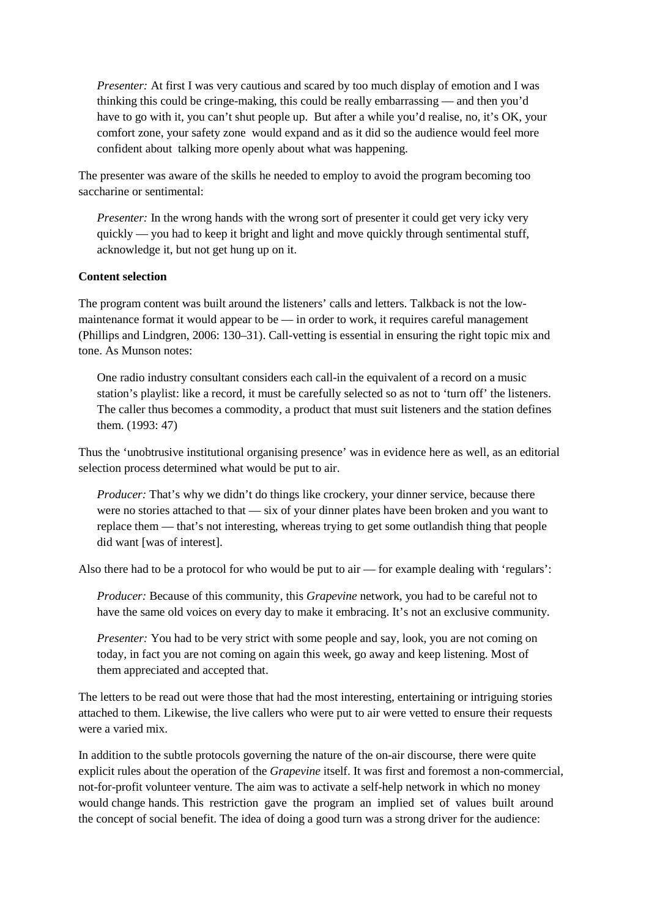> *Presenter:* At first I was very cautious and scared by too much display of emotion and I was thinking this could be cringe-making, this could be really embarrassing — and then you'd have to go with it, you can't shut people up. But after a while you'd realise, no, it's OK, your comfort zone, your safety zone would expand and as it did so the audience would feel more confident about talking more openly about what was happening.

The presenter was aware of the skills he needed to employ to avoid the program becoming too saccharine or sentimental:

> *Presenter:* In the wrong hands with the wrong sort of presenter it could get very icky very quickly — you had to keep it bright and light and move quickly through sentimental stuff, acknowledge it, but not get hung up on it.

**Content selection**

The program content was built around the listeners' calls and letters. Talkback is not the low-maintenance format it would appear to be — in order to work, it requires careful management (Phillips and Lindgren, 2006: 130–31). Call-vetting is essential in ensuring the right topic mix and tone. As Munson notes:

> One radio industry consultant considers each call-in the equivalent of a record on a music station's playlist: like a record, it must be carefully selected so as not to 'turn off' the listeners. The caller thus becomes a commodity, a product that must suit listeners and the station defines them. (1993: 47)

Thus the 'unobtrusive institutional organising presence' was in evidence here as well, as an editorial selection process determined what would be put to air.

> *Producer:* That's why we didn't do things like crockery, your dinner service, because there were no stories attached to that — six of your dinner plates have been broken and you want to replace them — that's not interesting, whereas trying to get some outlandish thing that people did want [was of interest].

Also there had to be a protocol for who would be put to air — for example dealing with 'regulars':

> *Producer:* Because of this community, this *Grapevine* network, you had to be careful not to have the same old voices on every day to make it embracing. It's not an exclusive community.

> *Presenter:* You had to be very strict with some people and say, look, you are not coming on today, in fact you are not coming on again this week, go away and keep listening. Most of them appreciated and accepted that.

The letters to be read out were those that had the most interesting, entertaining or intriguing stories attached to them. Likewise, the live callers who were put to air were vetted to ensure their requests were a varied mix.

In addition to the subtle protocols governing the nature of the on-air discourse, there were quite explicit rules about the operation of the *Grapevine* itself. It was first and foremost a non-commercial, not-for-profit volunteer venture. The aim was to activate a self-help network in which no money would change hands. This restriction gave the program an implied set of values built around the concept of social benefit. The idea of doing a good turn was a strong driver for the audience: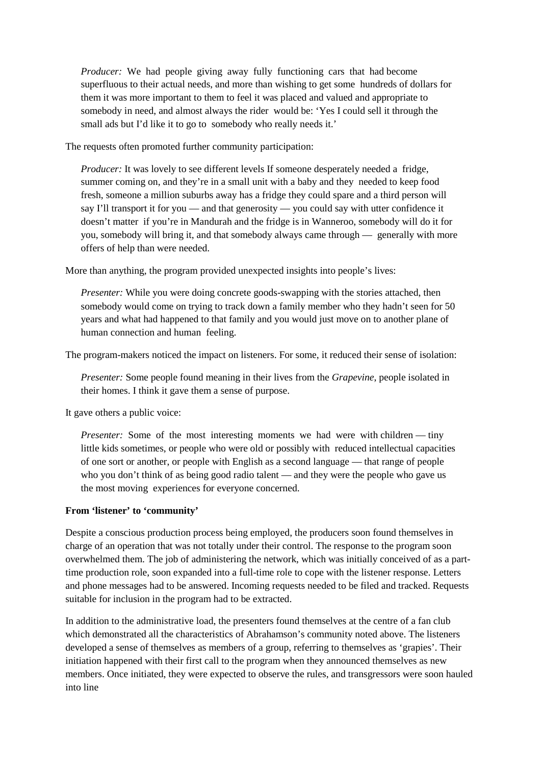> *Producer:* We had people giving away fully functioning cars that had become superfluous to their actual needs, and more than wishing to get some hundreds of dollars for them it was more important to them to feel it was placed and valued and appropriate to somebody in need, and almost always the rider would be: 'Yes I could sell it through the small ads but I'd like it to go to somebody who really needs it.'

The requests often promoted further community participation:

> *Producer:* It was lovely to see different levels If someone desperately needed a fridge, summer coming on, and they're in a small unit with a baby and they needed to keep food fresh, someone a million suburbs away has a fridge they could spare and a third person will say I'll transport it for you — and that generosity — you could say with utter confidence it doesn't matter if you're in Mandurah and the fridge is in Wanneroo, somebody will do it for you, somebody will bring it, and that somebody always came through — generally with more offers of help than were needed.

More than anything, the program provided unexpected insights into people's lives:

> *Presenter:* While you were doing concrete goods-swapping with the stories attached, then somebody would come on trying to track down a family member who they hadn't seen for 50 years and what had happened to that family and you would just move on to another plane of human connection and human feeling.

The program-makers noticed the impact on listeners. For some, it reduced their sense of isolation:

> *Presenter:* Some people found meaning in their lives from the *Grapevine*, people isolated in their homes. I think it gave them a sense of purpose.

It gave others a public voice:

> *Presenter:* Some of the most interesting moments we had were with children — tiny little kids sometimes, or people who were old or possibly with reduced intellectual capacities of one sort or another, or people with English as a second language — that range of people who you don't think of as being good radio talent — and they were the people who gave us the most moving experiences for everyone concerned.

**From 'listener' to 'community'**

Despite a conscious production process being employed, the producers soon found themselves in charge of an operation that was not totally under their control. The response to the program soon overwhelmed them. The job of administering the network, which was initially conceived of as a part-time production role, soon expanded into a full-time role to cope with the listener response. Letters and phone messages had to be answered. Incoming requests needed to be filed and tracked. Requests suitable for inclusion in the program had to be extracted.

In addition to the administrative load, the presenters found themselves at the centre of a fan club which demonstrated all the characteristics of Abrahamson's community noted above. The listeners developed a sense of themselves as members of a group, referring to themselves as 'grapies'. Their initiation happened with their first call to the program when they announced themselves as new members. Once initiated, they were expected to observe the rules, and transgressors were soon hauled into line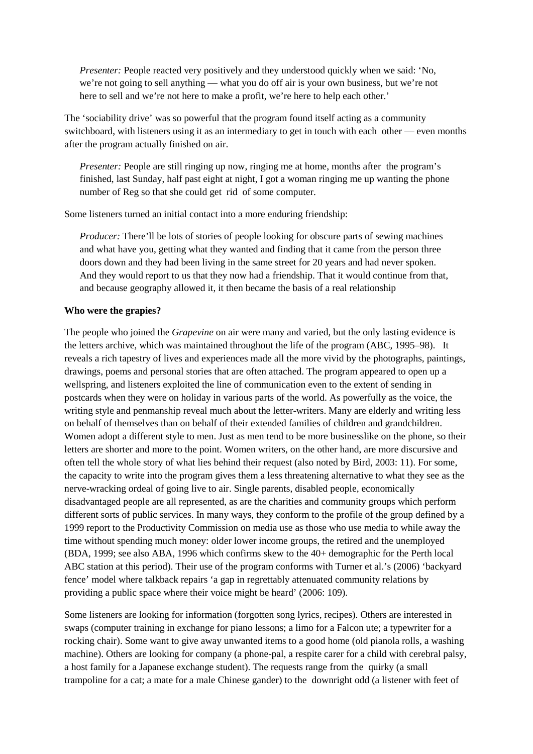> *Presenter:* People reacted very positively and they understood quickly when we said: 'No, we're not going to sell anything — what you do off air is your own business, but we're not here to sell and we're not here to make a profit, we're here to help each other.'

The 'sociability drive' was so powerful that the program found itself acting as a community switchboard, with listeners using it as an intermediary to get in touch with each other — even months after the program actually finished on air.

> *Presenter:* People are still ringing up now, ringing me at home, months after the program's finished, last Sunday, half past eight at night, I got a woman ringing me up wanting the phone number of Reg so that she could get rid of some computer.

Some listeners turned an initial contact into a more enduring friendship:

> *Producer:* There'll be lots of stories of people looking for obscure parts of sewing machines and what have you, getting what they wanted and finding that it came from the person three doors down and they had been living in the same street for 20 years and had never spoken. And they would report to us that they now had a friendship. That it would continue from that, and because geography allowed it, it then became the basis of a real relationship

**Who were the grapies?**

The people who joined the *Grapevine* on air were many and varied, but the only lasting evidence is the letters archive, which was maintained throughout the life of the program (ABC, 1995–98). It reveals a rich tapestry of lives and experiences made all the more vivid by the photographs, paintings, drawings, poems and personal stories that are often attached. The program appeared to open up a wellspring, and listeners exploited the line of communication even to the extent of sending in postcards when they were on holiday in various parts of the world. As powerfully as the voice, the writing style and penmanship reveal much about the letter-writers. Many are elderly and writing less on behalf of themselves than on behalf of their extended families of children and grandchildren. Women adopt a different style to men. Just as men tend to be more businesslike on the phone, so their letters are shorter and more to the point. Women writers, on the other hand, are more discursive and often tell the whole story of what lies behind their request (also noted by Bird, 2003: 11). For some, the capacity to write into the program gives them a less threatening alternative to what they see as the nerve-wracking ordeal of going live to air. Single parents, disabled people, economically disadvantaged people are all represented, as are the charities and community groups which perform different sorts of public services. In many ways, they conform to the profile of the group defined by a 1999 report to the Productivity Commission on media use as those who use media to while away the time without spending much money: older lower income groups, the retired and the unemployed (BDA, 1999; see also ABA, 1996 which confirms skew to the 40+ demographic for the Perth local ABC station at this period). Their use of the program conforms with Turner et al.'s (2006) 'backyard fence' model where talkback repairs 'a gap in regrettably attenuated community relations by providing a public space where their voice might be heard' (2006: 109).

Some listeners are looking for information (forgotten song lyrics, recipes). Others are interested in swaps (computer training in exchange for piano lessons; a limo for a Falcon ute; a typewriter for a rocking chair). Some want to give away unwanted items to a good home (old pianola rolls, a washing machine). Others are looking for company (a phone-pal, a respite carer for a child with cerebral palsy, a host family for a Japanese exchange student). The requests range from the quirky (a small trampoline for a cat; a mate for a male Chinese gander) to the downright odd (a listener with feet of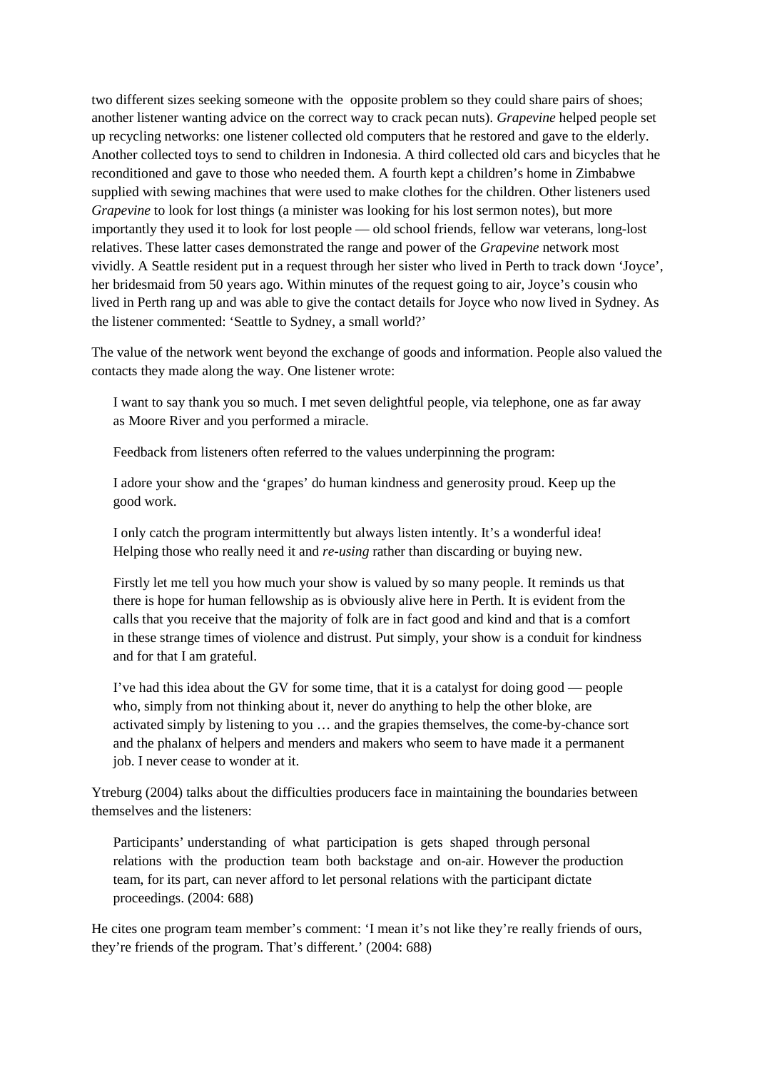two different sizes seeking someone with the opposite problem so they could share pairs of shoes; another listener wanting advice on the correct way to crack pecan nuts). *Grapevine* helped people set up recycling networks: one listener collected old computers that he restored and gave to the elderly. Another collected toys to send to children in Indonesia. A third collected old cars and bicycles that he reconditioned and gave to those who needed them. A fourth kept a children's home in Zimbabwe supplied with sewing machines that were used to make clothes for the children. Other listeners used *Grapevine* to look for lost things (a minister was looking for his lost sermon notes), but more importantly they used it to look for lost people — old school friends, fellow war veterans, long-lost relatives. These latter cases demonstrated the range and power of the *Grapevine* network most vividly. A Seattle resident put in a request through her sister who lived in Perth to track down 'Joyce', her bridesmaid from 50 years ago. Within minutes of the request going to air, Joyce's cousin who lived in Perth rang up and was able to give the contact details for Joyce who now lived in Sydney. As the listener commented: 'Seattle to Sydney, a small world?'

The value of the network went beyond the exchange of goods and information. People also valued the contacts they made along the way. One listener wrote:

> I want to say thank you so much. I met seven delightful people, via telephone, one as far away as Moore River and you performed a miracle.
>
> Feedback from listeners often referred to the values underpinning the program:
>
> I adore your show and the 'grapes' do human kindness and generosity proud. Keep up the good work.
>
> I only catch the program intermittently but always listen intently. It's a wonderful idea! Helping those who really need it and *re-using* rather than discarding or buying new.
>
> Firstly let me tell you how much your show is valued by so many people. It reminds us that there is hope for human fellowship as is obviously alive here in Perth. It is evident from the calls that you receive that the majority of folk are in fact good and kind and that is a comfort in these strange times of violence and distrust. Put simply, your show is a conduit for kindness and for that I am grateful.
>
> I've had this idea about the GV for some time, that it is a catalyst for doing good — people who, simply from not thinking about it, never do anything to help the other bloke, are activated simply by listening to you … and the grapies themselves, the come-by-chance sort and the phalanx of helpers and menders and makers who seem to have made it a permanent job. I never cease to wonder at it.

Ytreburg (2004) talks about the difficulties producers face in maintaining the boundaries between themselves and the listeners:

> Participants' understanding of what participation is gets shaped through personal relations with the production team both backstage and on-air. However the production team, for its part, can never afford to let personal relations with the participant dictate proceedings. (2004: 688)

He cites one program team member's comment: 'I mean it's not like they're really friends of ours, they're friends of the program. That's different.' (2004: 688)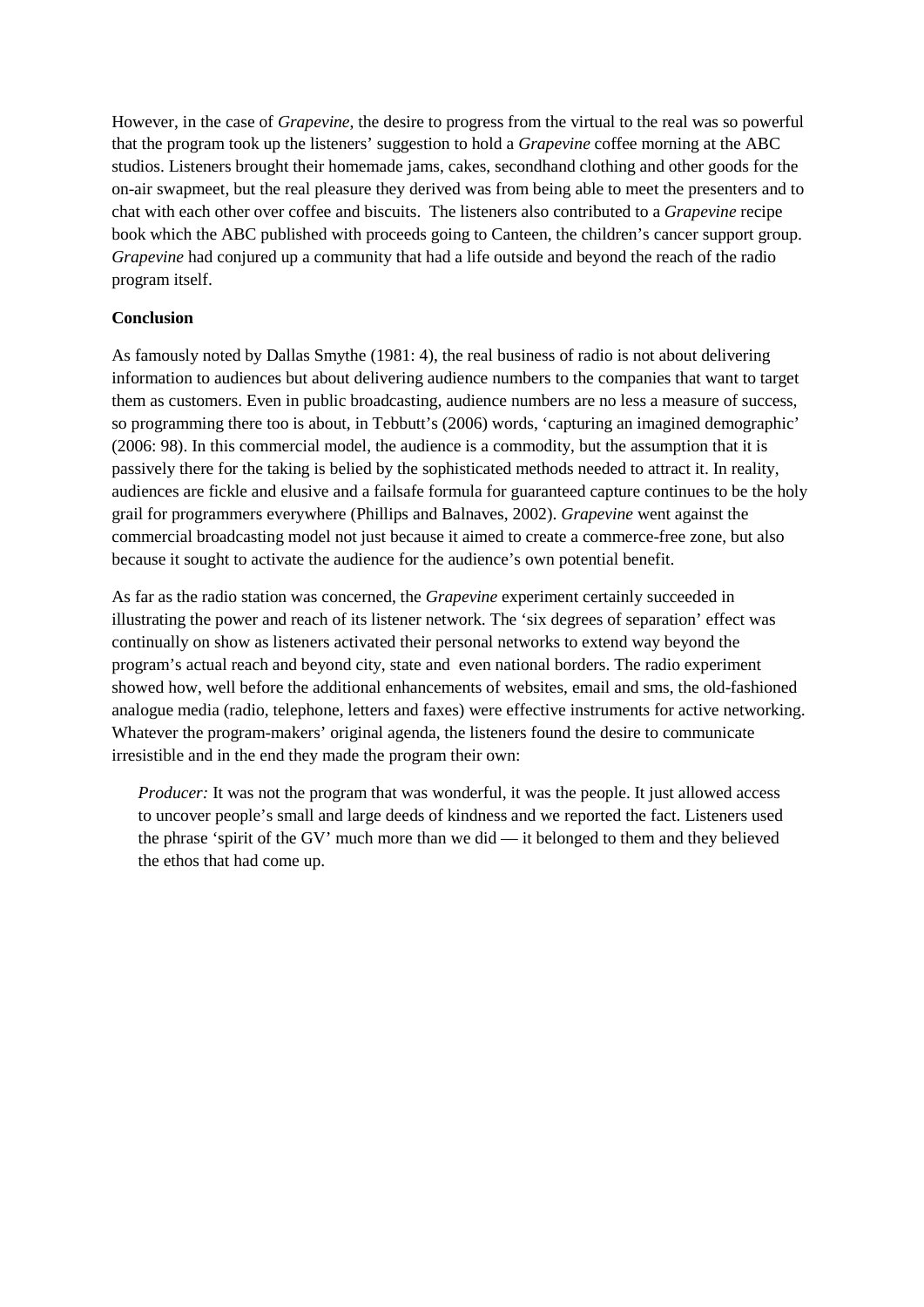However, in the case of *Grapevine*, the desire to progress from the virtual to the real was so powerful that the program took up the listeners' suggestion to hold a *Grapevine* coffee morning at the ABC studios. Listeners brought their homemade jams, cakes, secondhand clothing and other goods for the on-air swapmeet, but the real pleasure they derived was from being able to meet the presenters and to chat with each other over coffee and biscuits. The listeners also contributed to a *Grapevine* recipe book which the ABC published with proceeds going to Canteen, the children's cancer support group. *Grapevine* had conjured up a community that had a life outside and beyond the reach of the radio program itself.

**Conclusion**

As famously noted by Dallas Smythe (1981: 4), the real business of radio is not about delivering information to audiences but about delivering audience numbers to the companies that want to target them as customers. Even in public broadcasting, audience numbers are no less a measure of success, so programming there too is about, in Tebbutt's (2006) words, 'capturing an imagined demographic' (2006: 98). In this commercial model, the audience is a commodity, but the assumption that it is passively there for the taking is belied by the sophisticated methods needed to attract it. In reality, audiences are fickle and elusive and a failsafe formula for guaranteed capture continues to be the holy grail for programmers everywhere (Phillips and Balnaves, 2002). *Grapevine* went against the commercial broadcasting model not just because it aimed to create a commerce-free zone, but also because it sought to activate the audience for the audience's own potential benefit.

As far as the radio station was concerned, the *Grapevine* experiment certainly succeeded in illustrating the power and reach of its listener network. The 'six degrees of separation' effect was continually on show as listeners activated their personal networks to extend way beyond the program's actual reach and beyond city, state and even national borders. The radio experiment showed how, well before the additional enhancements of websites, email and sms, the old-fashioned analogue media (radio, telephone, letters and faxes) were effective instruments for active networking. Whatever the program-makers' original agenda, the listeners found the desire to communicate irresistible and in the end they made the program their own:

> *Producer:* It was not the program that was wonderful, it was the people. It just allowed access to uncover people's small and large deeds of kindness and we reported the fact. Listeners used the phrase 'spirit of the GV' much more than we did — it belonged to them and they believed the ethos that had come up.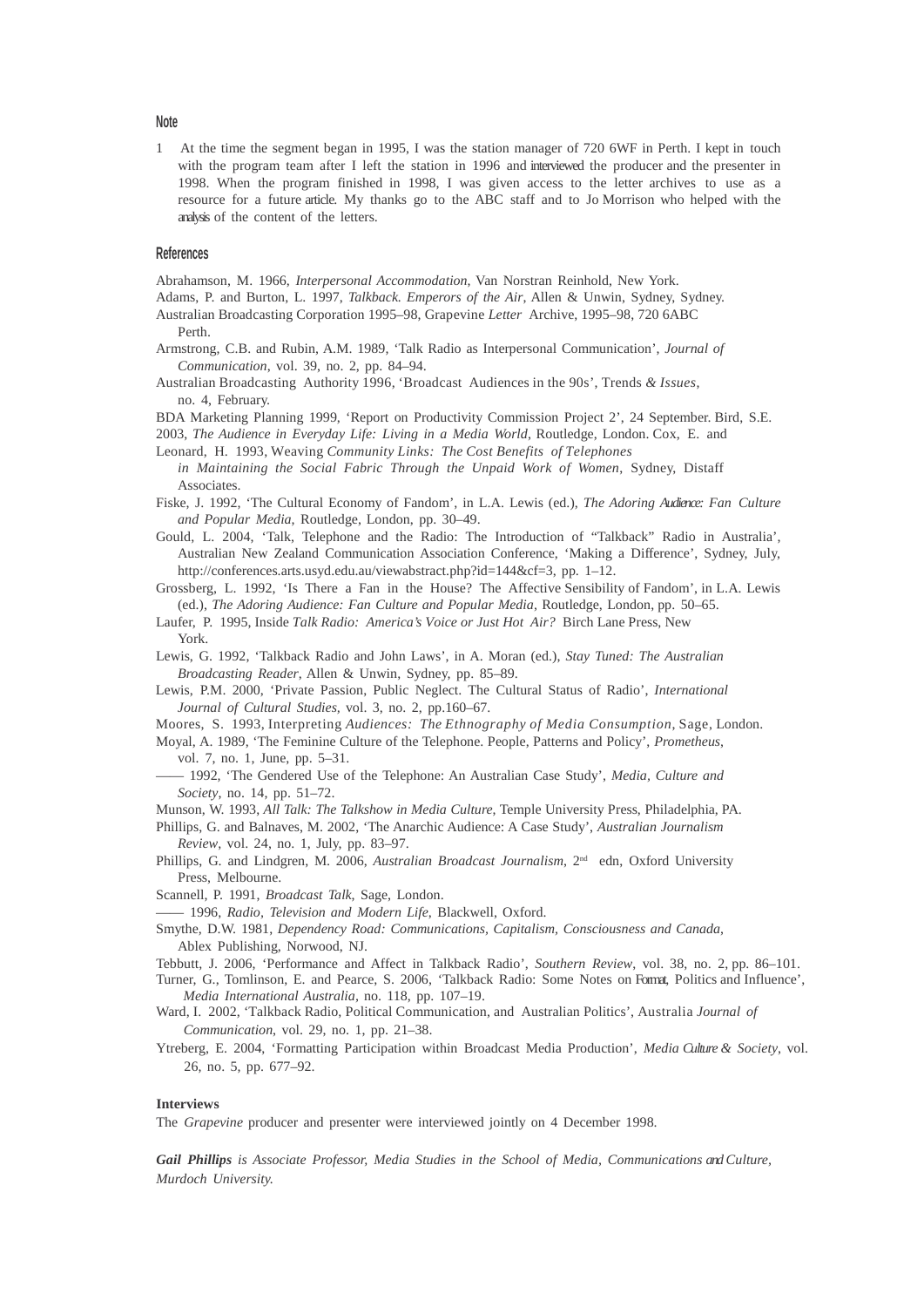## Note

1 At the time the segment began in 1995, I was the station manager of 720 6WF in Perth. I kept in touch with the program team after I left the station in 1996 and interviewed the producer and the presenter in 1998. When the program finished in 1998, I was given access to the letter archives to use as a resource for a future article. My thanks go to the ABC staff and to Jo Morrison who helped with the analysis of the content of the letters.

## References

Abrahamson, M. 1966, *Interpersonal Accommodation,* Van Norstran Reinhold, New York.

Adams, P. and Burton, L. 1997, *Talkback. Emperors of the Air*, Allen & Unwin, Sydney, Sydney.

Australian Broadcasting Corporation 1995–98, Grapevine *Letter* Archive, 1995–98, 720 6ABC Perth.

Armstrong, C.B. and Rubin, A.M. 1989, 'Talk Radio as Interpersonal Communication', *Journal of Communication*, vol. 39, no. 2, pp. 84–94.

Australian Broadcasting Authority 1996, 'Broadcast Audiences in the 90s', Trends *& Issues*, no. 4, February.

BDA Marketing Planning 1999, 'Report on Productivity Commission Project 2', 24 September. Bird, S.E. 2003, *The Audience in Everyday Life: Living in a Media World*, Routledge, London. Cox, E. and Leonard, H. 1993, Weaving *Community Links: The Cost Benefits of Telephones in Maintaining the Social Fabric Through the Unpaid Work of Women*, Sydney, Distaff Associates.

Fiske, J. 1992, 'The Cultural Economy of Fandom', in L.A. Lewis (ed.), *The Adoring Audience: Fan Culture and Popular Media,* Routledge, London, pp. 30–49.

Gould, L. 2004, 'Talk, Telephone and the Radio: The Introduction of "Talkback" Radio in Australia', Australian New Zealand Communication Association Conference, 'Making a Difference', Sydney, July, http://conferences.arts.usyd.edu.au/viewabstract.php?id=144&cf=3, pp. 1–12.

Grossberg, L. 1992, 'Is There a Fan in the House? The Affective Sensibility of Fandom', in L.A. Lewis (ed.), *The Adoring Audience: Fan Culture and Popular Media*, Routledge, London, pp. 50–65.

Laufer, P. 1995, Inside *Talk Radio: America's Voice or Just Hot Air?* Birch Lane Press, New York.

Lewis, G. 1992, 'Talkback Radio and John Laws', in A. Moran (ed.), *Stay Tuned: The Australian Broadcasting Reader*, Allen & Unwin, Sydney, pp. 85–89.

Lewis, P.M. 2000, 'Private Passion, Public Neglect. The Cultural Status of Radio', *International Journal of Cultural Studies,* vol. 3, no. 2, pp.160–67.

Moores, S. 1993, Interpreting *Audiences: The Ethnography of Media Consumption*, Sage, London.

Moyal, A. 1989, 'The Feminine Culture of the Telephone. People, Patterns and Policy', *Prometheus*, vol. 7, no. 1, June, pp. 5–31.

—— 1992, 'The Gendered Use of the Telephone: An Australian Case Study', *Media, Culture and Society*, no. 14, pp. 51–72.

Munson, W. 1993, *All Talk: The Talkshow in Media Culture*, Temple University Press, Philadelphia, PA.

Phillips, G. and Balnaves, M. 2002, 'The Anarchic Audience: A Case Study', *Australian Journalism Review*, vol. 24, no. 1, July, pp. 83–97.

Phillips, G. and Lindgren, M. 2006, *Australian Broadcast Journalism*, 2nd edn, Oxford University Press, Melbourne.

Scannell, P. 1991, *Broadcast Talk*, Sage, London.

—— 1996, *Radio, Television and Modern Life,* Blackwell, Oxford.

Smythe, D.W. 1981, *Dependency Road: Communications, Capitalism, Consciousness and Canada*, Ablex Publishing, Norwood, NJ.

Tebbutt, J. 2006, 'Performance and Affect in Talkback Radio', *Southern Review*, vol. 38, no. 2, pp. 86–101.

Turner, G., Tomlinson, E. and Pearce, S. 2006, 'Talkback Radio: Some Notes on Format, Politics and Influence', *Media International Australia*, no. 118, pp. 107–19.

Ward, I. 2002, 'Talkback Radio, Political Communication, and Australian Politics', Australia *Journal of Communication*, vol. 29, no. 1, pp. 21–38.

Ytreberg, E. 2004, 'Formatting Participation within Broadcast Media Production', *Media Culture & Society*, vol. 26, no. 5, pp. 677–92.

**Interviews**

The *Grapevine* producer and presenter were interviewed jointly on 4 December 1998.

***Gail Phillips*** *is Associate Professor, Media Studies in the School of Media, Communications and Culture, Murdoch University.*